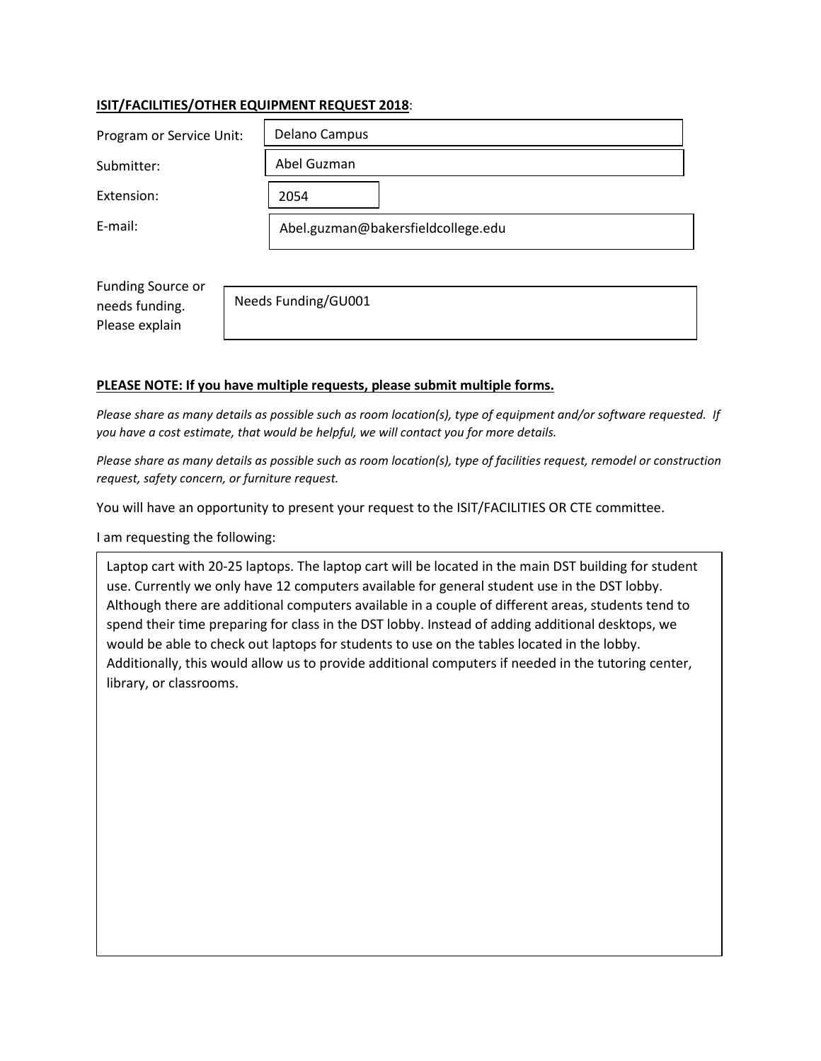**ISIT/FACILITIES/OTHER EQUIPMENT REQUEST 2018**:

| | |
|---|---|
| Program or Service Unit: | Delano Campus |
| Submitter: | Abel Guzman |
| Extension: | 2054 |
| E-mail: | Abel.guzman@bakersfieldcollege.edu |

| | |
|---|---|
| Funding Source or needs funding. Please explain | Needs Funding/GU001 |

**PLEASE NOTE: If you have multiple requests, please submit multiple forms.**

*Please share as many details as possible such as room location(s), type of equipment and/or software requested. If you have a cost estimate, that would be helpful, we will contact you for more details.*

*Please share as many details as possible such as room location(s), type of facilities request, remodel or construction request, safety concern, or furniture request.*

You will have an opportunity to present your request to the ISIT/FACILITIES OR CTE committee.

I am requesting the following:

Laptop cart with 20-25 laptops. The laptop cart will be located in the main DST building for student use. Currently we only have 12 computers available for general student use in the DST lobby. Although there are additional computers available in a couple of different areas, students tend to spend their time preparing for class in the DST lobby. Instead of adding additional desktops, we would be able to check out laptops for students to use on the tables located in the lobby. Additionally, this would allow us to provide additional computers if needed in the tutoring center, library, or classrooms.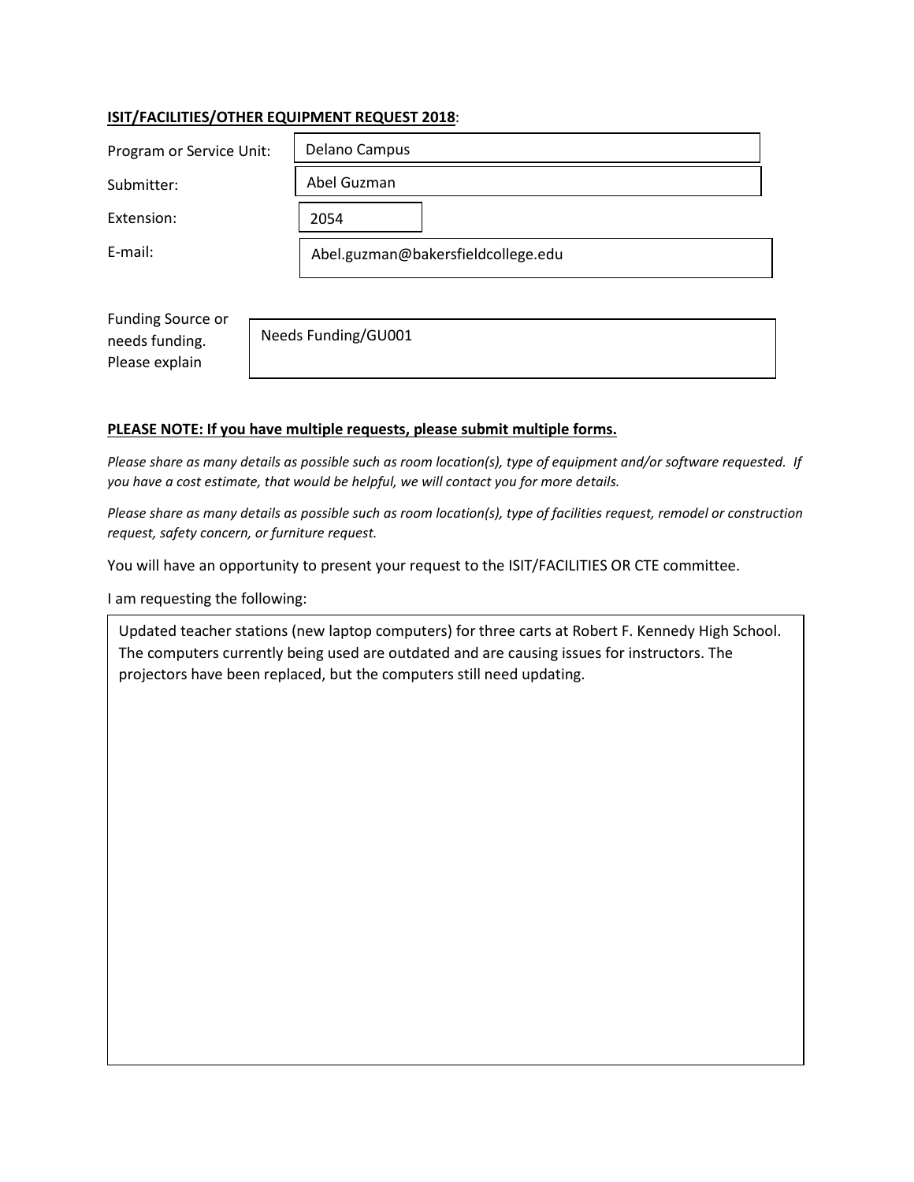**<u>ISIT/FACILITIES/OTHER EQUIPMENT REQUEST 2018</u>**:

| | |
|---|---|
| Program or Service Unit: | Delano Campus |
| Submitter: | Abel Guzman |
| Extension: | 2054 |
| E-mail: | Abel.guzman@bakersfieldcollege.edu |

| | |
|---|---|
| Funding Source or needs funding. Please explain | Needs Funding/GU001 |

**<u>PLEASE NOTE: If you have multiple requests, please submit multiple forms.</u>**

*Please share as many details as possible such as room location(s), type of equipment and/or software requested. If you have a cost estimate, that would be helpful, we will contact you for more details.*

*Please share as many details as possible such as room location(s), type of facilities request, remodel or construction request, safety concern, or furniture request.*

You will have an opportunity to present your request to the ISIT/FACILITIES OR CTE committee.

I am requesting the following:

Updated teacher stations (new laptop computers) for three carts at Robert F. Kennedy High School. The computers currently being used are outdated and are causing issues for instructors. The projectors have been replaced, but the computers still need updating.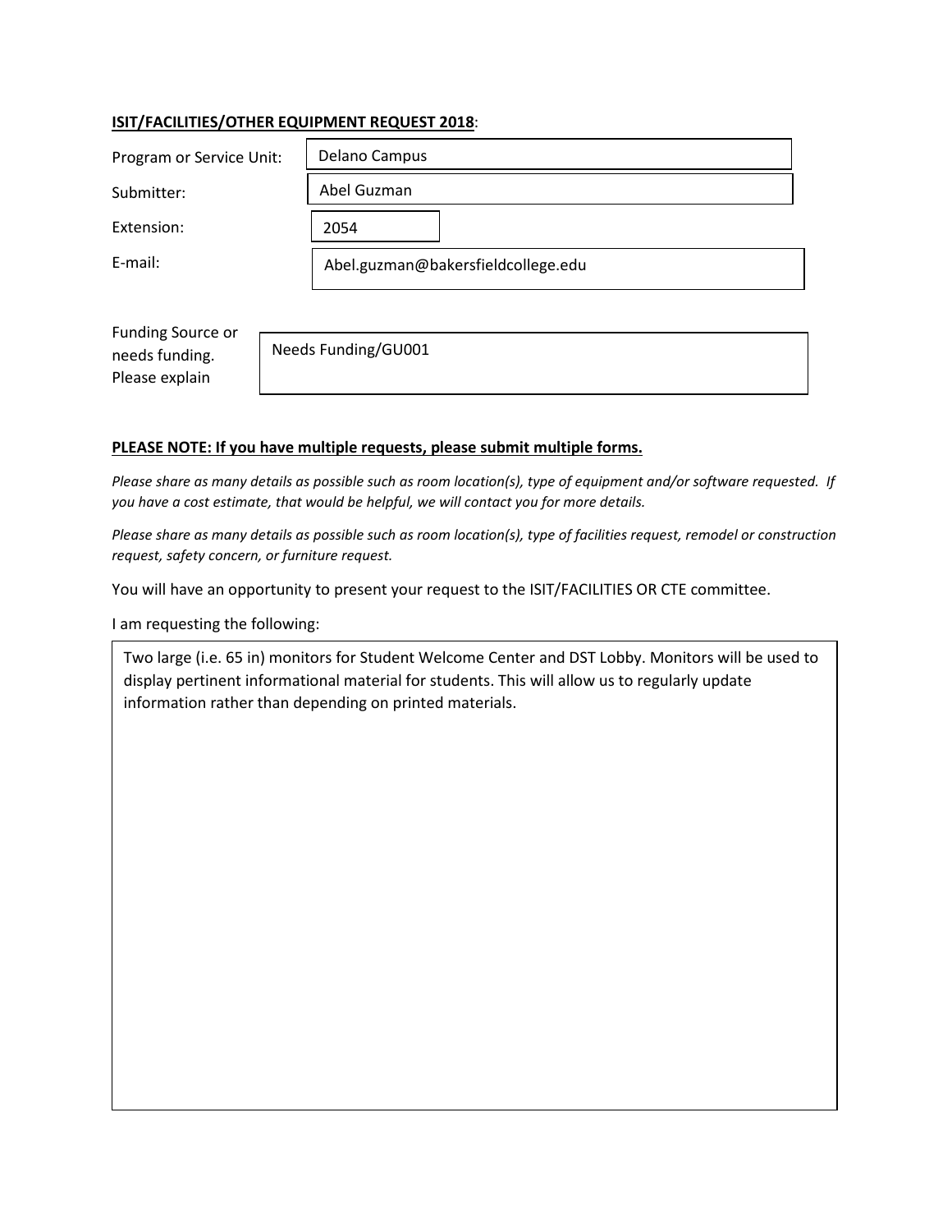**ISIT/FACILITIES/OTHER EQUIPMENT REQUEST 2018**:

| | |
|---|---|
| Program or Service Unit: | Delano Campus |
| Submitter: | Abel Guzman |
| Extension: | 2054 |
| E-mail: | Abel.guzman@bakersfieldcollege.edu |
| Funding Source or needs funding. Please explain | Needs Funding/GU001 |

**PLEASE NOTE: If you have multiple requests, please submit multiple forms.**

*Please share as many details as possible such as room location(s), type of equipment and/or software requested. If you have a cost estimate, that would be helpful, we will contact you for more details.*

*Please share as many details as possible such as room location(s), type of facilities request, remodel or construction request, safety concern, or furniture request.*

You will have an opportunity to present your request to the ISIT/FACILITIES OR CTE committee.

I am requesting the following:

Two large (i.e. 65 in) monitors for Student Welcome Center and DST Lobby. Monitors will be used to display pertinent informational material for students. This will allow us to regularly update information rather than depending on printed materials.